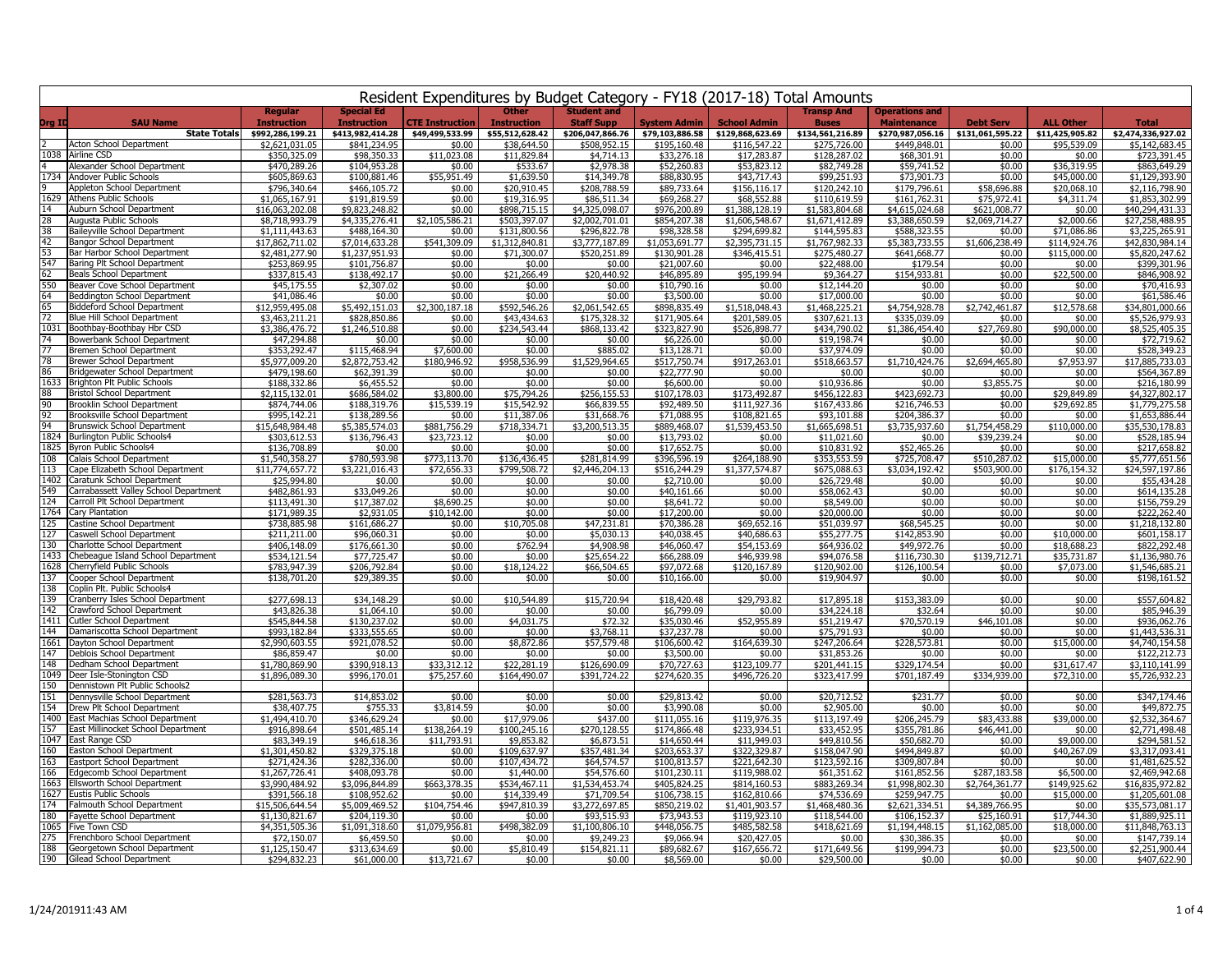# Resident Expenditures by Budget Category - FY18 (2017-18) Total Amounts

| Org ID | SAU Name | Regular Instruction | Special Ed Instruction | CTE Instruction | Other Instruction | Student and Staff Supp | System Admin | School Admin | Transp And Buses | Operations and Maintenance | Debt Serv | ALL Other | Total |
|---|---|---|---|---|---|---|---|---|---|---|---|---|---|
| | **State Totals** | **$992,286,199.21** | **$413,982,414.28** | **$49,499,533.99** | **$55,512,628.42** | **$206,047,866.76** | **$79,103,886.58** | **$129,868,623.69** | **$134,561,216.89** | **$270,987,056.16** | **$131,061,595.22** | **$11,425,905.82** | **$2,474,336,927.02** |
| 2 | Acton School Department | $2,621,031.05 | $841,234.95 | $0.00 | $38,644.50 | $508,952.15 | $195,160.48 | $116,547.22 | $275,726.00 | $449,848.01 | $0.00 | $95,539.09 | $5,142,683.45 |
| 1038 | Airline CSD | $350,325.09 | $98,350.33 | $11,023.08 | $11,829.84 | $4,714.13 | $33,276.18 | $17,283.87 | $128,287.02 | $68,301.91 | $0.00 | $0.00 | $723,391.45 |
| 4 | Alexander School Department | $470,289.26 | $104,953.28 | $0.00 | $533.67 | $2,978.38 | $52,260.83 | $53,823.12 | $82,749.28 | $59,741.52 | $0.00 | $36,319.95 | $863,649.29 |
| 1734 | Andover Public Schools | $605,869.63 | $100,881.46 | $55,951.49 | $1,639.50 | $14,349.78 | $88,830.95 | $43,717.43 | $99,251.93 | $73,901.73 | $0.00 | $45,000.00 | $1,129,393.90 |
| 9 | Appleton School Department | $796,340.64 | $466,105.72 | $0.00 | $20,910.45 | $208,788.59 | $89,733.64 | $156,116.17 | $120,242.10 | $179,796.61 | $58,696.88 | $20,068.10 | $2,116,798.90 |
| 1629 | Athens Public Schools | $1,065,167.91 | $191,819.59 | $0.00 | $19,316.95 | $86,511.34 | $69,268.27 | $68,552.88 | $110,619.59 | $161,762.31 | $75,972.41 | $4,311.74 | $1,853,302.99 |
| 14 | Auburn School Department | $16,063,202.08 | $9,823,248.82 | $0.00 | $898,715.15 | $4,325,098.07 | $976,200.89 | $1,388,128.19 | $1,583,804.68 | $4,615,024.68 | $621,008.77 | $0.00 | $40,294,431.33 |
| 28 | Augusta Public Schools | $8,718,993.79 | $4,335,276.41 | $2,105,586.21 | $503,397.07 | $2,002,701.01 | $854,207.38 | $1,606,548.67 | $1,671,412.89 | $3,388,650.59 | $2,069,714.27 | $2,000.66 | $27,258,488.95 |
| 38 | Baileyville School Department | $1,111,443.63 | $488,164.30 | $0.00 | $131,800.56 | $296,822.78 | $98,328.58 | $294,699.82 | $144,595.83 | $588,323.55 | $0.00 | $71,086.86 | $3,225,265.91 |
| 42 | Bangor School Department | $17,862,711.02 | $7,014,633.28 | $541,309.09 | $1,312,840.81 | $3,777,187.89 | $1,053,691.77 | $2,395,731.15 | $1,767,982.33 | $5,383,733.55 | $1,606,238.49 | $114,924.76 | $42,830,984.14 |
| 53 | Bar Harbor School Department | $2,481,277.90 | $1,237,951.93 | $0.00 | $71,300.07 | $520,251.89 | $130,901.28 | $346,415.51 | $275,480.27 | $641,668.77 | $0.00 | $115,000.00 | $5,820,247.62 |
| 547 | Baring Plt School Department | $253,869.95 | $101,756.87 | $0.00 | $0.00 | $0.00 | $21,007.60 | $0.00 | $22,488.00 | $179.54 | $0.00 | $0.00 | $399,301.96 |
| 62 | Beals School Department | $337,815.43 | $138,492.17 | $0.00 | $21,266.49 | $20,440.92 | $46,895.89 | $95,199.94 | $9,364.27 | $154,933.81 | $0.00 | $22,500.00 | $846,908.92 |
| 550 | Beaver Cove School Department | $45,175.55 | $2,307.02 | $0.00 | $0.00 | $0.00 | $10,790.16 | $0.00 | $12,144.20 | $0.00 | $0.00 | $0.00 | $70,416.93 |
| 64 | Beddington School Department | $41,086.46 | $0.00 | $0.00 | $0.00 | $0.00 | $3,500.00 | $0.00 | $17,000.00 | $0.00 | $0.00 | $0.00 | $61,586.46 |
| 65 | Biddeford School Department | $12,959,495.08 | $5,492,151.03 | $2,300,187.18 | $592,546.26 | $2,061,542.65 | $898,835.49 | $1,518,048.43 | $1,468,225.21 | $4,754,928.78 | $2,742,461.87 | $12,578.68 | $34,801,000.66 |
| 72 | Blue Hill School Department | $3,463,211.21 | $828,850.86 | $0.00 | $43,434.63 | $175,328.32 | $171,905.64 | $201,589.05 | $307,621.13 | $335,039.09 | $0.00 | $0.00 | $5,526,979.93 |
| 1031 | Boothbay-Boothbay Hbr CSD | $3,386,476.72 | $1,246,510.88 | $0.00 | $234,543.44 | $868,133.42 | $323,827.90 | $526,898.77 | $434,790.02 | $1,386,454.40 | $27,769.80 | $90,000.00 | $8,525,405.35 |
| 74 | Bowerbank School Department | $47,294.88 | $0.00 | $0.00 | $0.00 | $0.00 | $6,226.00 | $0.00 | $19,198.74 | $0.00 | $0.00 | $0.00 | $72,719.62 |
| 77 | Bremen School Department | $353,292.47 | $115,468.94 | $7,600.00 | $0.00 | $885.02 | $13,128.71 | $0.00 | $37,974.09 | $0.00 | $0.00 | $0.00 | $528,349.23 |
| 78 | Brewer School Department | $5,977,009.20 | $2,872,753.42 | $180,946.92 | $958,536.99 | $1,529,964.65 | $517,750.74 | $917,263.01 | $518,663.57 | $1,710,424.76 | $2,694,465.80 | $7,953.97 | $17,885,733.03 |
| 86 | Bridgewater School Department | $479,198.60 | $62,391.39 | $0.00 | $0.00 | $0.00 | $22,777.90 | $0.00 | $0.00 | $0.00 | $0.00 | $0.00 | $564,367.89 |
| 1633 | Brighton Plt Public Schools | $188,332.86 | $6,455.52 | $0.00 | $0.00 | $0.00 | $6,600.00 | $0.00 | $10,936.86 | $0.00 | $3,855.75 | $0.00 | $216,180.99 |
| 88 | Bristol School Department | $2,115,132.01 | $686,584.02 | $3,800.00 | $75,794.26 | $256,155.53 | $107,178.03 | $173,492.87 | $456,122.83 | $423,692.73 | $0.00 | $29,849.89 | $4,327,802.17 |
| 90 | Brooklin School Department | $874,744.06 | $188,319.76 | $15,539.19 | $15,542.92 | $66,839.55 | $92,489.50 | $111,927.36 | $167,433.86 | $216,746.53 | $0.00 | $29,692.85 | $1,779,275.58 |
| 92 | Brooksville School Department | $995,142.21 | $138,289.56 | $0.00 | $11,387.06 | $31,668.76 | $71,088.95 | $108,821.65 | $93,101.88 | $204,386.37 | $0.00 | $0.00 | $1,653,886.44 |
| 94 | Brunswick School Department | $15,648,984.48 | $5,385,574.03 | $881,756.29 | $718,334.71 | $3,200,513.35 | $889,468.07 | $1,539,453.50 | $1,665,698.51 | $3,735,937.60 | $1,754,458.29 | $110,000.00 | $35,530,178.83 |
| 1824 | Burlington Public Schools4 | $303,612.53 | $136,796.43 | $23,723.12 | $0.00 | $0.00 | $13,793.02 | $0.00 | $11,021.60 | $0.00 | $39,239.24 | $0.00 | $528,185.94 |
| 1825 | Byron Public Schools4 | $136,708.89 | $0.00 | $0.00 | $0.00 | $0.00 | $17,652.75 | $0.00 | $10,831.92 | $52,465.26 | $0.00 | $0.00 | $217,658.82 |
| 108 | Calais School Department | $1,540,358.27 | $780,593.98 | $773,113.70 | $136,436.45 | $281,814.99 | $396,596.19 | $264,188.90 | $353,553.59 | $725,708.47 | $510,287.02 | $15,000.00 | $5,777,651.56 |
| 113 | Cape Elizabeth School Department | $11,774,657.72 | $3,221,016.43 | $72,656.33 | $799,508.72 | $2,446,204.13 | $516,244.29 | $1,377,574.87 | $675,088.63 | $3,034,192.42 | $503,900.00 | $176,154.32 | $24,597,197.86 |
| 1402 | Caratunk School Department | $25,994.80 | $0.00 | $0.00 | $0.00 | $0.00 | $2,710.00 | $0.00 | $26,729.48 | $0.00 | $0.00 | $0.00 | $55,434.28 |
| 549 | Carrabassett Valley School Department | $482,861.93 | $33,049.26 | $0.00 | $0.00 | $0.00 | $40,161.66 | $0.00 | $58,062.43 | $0.00 | $0.00 | $0.00 | $614,135.28 |
| 124 | Carroll Plt School Department | $113,491.30 | $17,387.02 | $8,690.25 | $0.00 | $0.00 | $8,641.72 | $0.00 | $8,549.00 | $0.00 | $0.00 | $0.00 | $156,759.29 |
| 1764 | Cary Plantation | $171,989.35 | $2,931.05 | $10,142.00 | $0.00 | $0.00 | $17,200.00 | $0.00 | $20,000.00 | $0.00 | $0.00 | $0.00 | $222,262.40 |
| 125 | Castine School Department | $738,885.98 | $161,686.27 | $0.00 | $10,705.08 | $47,231.81 | $70,386.28 | $69,652.16 | $51,039.97 | $68,545.25 | $0.00 | $0.00 | $1,218,132.80 |
| 127 | Caswell School Department | $211,211.00 | $96,060.31 | $0.00 | $0.00 | $5,030.13 | $40,038.45 | $40,686.63 | $55,277.75 | $142,853.90 | $0.00 | $10,000.00 | $601,158.17 |
| 130 | Charlotte School Department | $406,148.09 | $176,661.30 | $0.00 | $762.94 | $4,908.98 | $46,060.47 | $54,153.69 | $64,936.02 | $49,972.76 | $0.00 | $18,688.23 | $822,292.48 |
| 1433 | Chebeague Island School Department | $534,121.54 | $77,725.47 | $0.00 | $0.00 | $25,654.22 | $66,288.09 | $46,939.98 | $94,076.58 | $116,730.30 | $139,712.71 | $35,731.87 | $1,136,980.76 |
| 1628 | Cherryfield Public Schools | $783,947.39 | $206,792.84 | $0.00 | $18,124.22 | $66,504.65 | $97,072.68 | $120,167.89 | $120,902.00 | $126,100.54 | $0.00 | $7,073.00 | $1,546,685.21 |
| 137 | Cooper School Department | $138,701.20 | $29,389.35 | $0.00 | $0.00 | $0.00 | $10,166.00 | $0.00 | $19,904.97 | $0.00 | $0.00 | $0.00 | $198,161.52 |
| 138 | Coplin Plt. Public Schools4 | | | | | | | | | | | | |
| 139 | Cranberry Isles School Department | $277,698.13 | $34,148.29 | $0.00 | $10,544.89 | $15,720.94 | $18,420.48 | $29,793.82 | $17,895.18 | $153,383.09 | $0.00 | $0.00 | $557,604.82 |
| 142 | Crawford School Department | $43,826.38 | $1,064.10 | $0.00 | $0.00 | $0.00 | $6,799.09 | $0.00 | $34,224.18 | $32.64 | $0.00 | $0.00 | $85,946.39 |
| 1411 | Cutler School Department | $545,844.58 | $130,237.02 | $0.00 | $4,031.75 | $72.32 | $35,030.46 | $52,955.89 | $51,219.47 | $70,570.19 | $46,101.08 | $0.00 | $936,062.76 |
| 144 | Damariscotta School Department | $993,182.84 | $333,555.65 | $0.00 | $0.00 | $3,768.11 | $37,237.78 | $0.00 | $75,791.93 | $0.00 | $0.00 | $0.00 | $1,443,536.31 |
| 1661 | Dayton School Department | $2,990,603.55 | $921,078.52 | $0.00 | $8,872.86 | $57,579.48 | $106,600.42 | $164,639.30 | $247,206.64 | $228,573.81 | $0.00 | $15,000.00 | $4,740,154.58 |
| 147 | Deblois School Department | $86,859.47 | $0.00 | $0.00 | $0.00 | $0.00 | $3,500.00 | $0.00 | $31,853.26 | $0.00 | $0.00 | $0.00 | $122,212.73 |
| 148 | Dedham School Department | $1,780,869.90 | $390,918.13 | $33,312.12 | $22,281.19 | $126,690.09 | $70,727.63 | $123,109.77 | $201,441.15 | $329,174.54 | $0.00 | $31,617.47 | $3,110,141.99 |
| 1049 | Deer Isle-Stonington CSD | $1,896,089.30 | $996,170.01 | $75,257.60 | $164,490.07 | $391,724.22 | $274,620.35 | $496,726.20 | $323,417.99 | $701,187.49 | $334,939.00 | $72,310.00 | $5,726,932.23 |
| 150 | Dennistown Plt Public Schools2 | | | | | | | | | | | | |
| 151 | Dennysville School Department | $281,563.73 | $14,853.02 | $0.00 | $0.00 | $0.00 | $29,813.42 | $0.00 | $20,712.52 | $231.77 | $0.00 | $0.00 | $347,174.46 |
| 154 | Drew Plt School Department | $38,407.75 | $755.33 | $3,814.59 | $0.00 | $0.00 | $3,990.08 | $0.00 | $2,905.00 | $0.00 | $0.00 | $0.00 | $49,872.75 |
| 1400 | East Machias School Department | $1,494,410.70 | $346,629.24 | $0.00 | $17,979.06 | $437.00 | $111,055.16 | $119,976.35 | $113,197.49 | $206,245.79 | $83,433.88 | $39,000.00 | $2,532,364.67 |
| 157 | East Millinocket School Department | $916,898.64 | $501,485.14 | $138,264.19 | $100,245.16 | $270,128.55 | $174,866.48 | $233,934.51 | $33,452.95 | $355,781.86 | $46,441.00 | $0.00 | $2,771,498.48 |
| 1047 | East Range CSD | $83,349.19 | $46,618.36 | $11,793.91 | $9,853.82 | $6,873.51 | $14,650.44 | $11,949.03 | $49,810.56 | $50,682.70 | $0.00 | $9,000.00 | $294,581.52 |
| 160 | Easton School Department | $1,301,450.82 | $329,375.18 | $0.00 | $109,637.97 | $357,481.34 | $203,653.37 | $322,329.87 | $158,047.90 | $494,849.87 | $0.00 | $40,267.09 | $3,317,093.41 |
| 163 | Eastport School Department | $271,424.36 | $282,336.00 | $0.00 | $107,434.72 | $64,574.57 | $100,813.57 | $221,642.30 | $123,592.16 | $309,807.84 | $0.00 | $0.00 | $1,481,625.52 |
| 166 | Edgecomb School Department | $1,267,726.41 | $408,093.78 | $0.00 | $1,440.00 | $54,576.60 | $101,230.11 | $119,988.02 | $61,351.62 | $161,852.56 | $287,183.58 | $6,500.00 | $2,469,942.68 |
| 1663 | Ellsworth School Department | $3,990,484.92 | $3,096,844.89 | $663,378.35 | $534,467.11 | $1,534,453.74 | $405,824.25 | $814,160.53 | $883,269.34 | $1,998,802.30 | $2,764,361.77 | $149,925.62 | $16,835,972.82 |
| 1627 | Eustis Public Schools | $391,566.18 | $108,952.62 | $0.00 | $14,339.49 | $71,709.54 | $106,738.15 | $162,810.66 | $74,536.69 | $259,947.75 | $0.00 | $15,000.00 | $1,205,601.08 |
| 174 | Falmouth School Department | $15,506,644.54 | $5,009,469.52 | $104,754.46 | $947,810.39 | $3,272,697.85 | $850,219.02 | $1,401,903.57 | $1,468,480.36 | $2,621,334.51 | $4,389,766.95 | $0.00 | $35,573,081.17 |
| 180 | Fayette School Department | $1,130,821.67 | $204,119.30 | $0.00 | $0.00 | $93,515.93 | $73,943.53 | $119,923.10 | $118,544.00 | $106,152.37 | $25,160.91 | $17,744.30 | $1,889,925.11 |
| 1065 | Five Town CSD | $4,351,505.36 | $1,091,318.60 | $1,079,956.81 | $498,382.09 | $1,100,806.10 | $448,056.75 | $485,582.58 | $418,621.69 | $1,194,448.15 | $1,162,085.00 | $18,000.00 | $11,848,763.13 |
| 275 | Frenchboro School Department | $72,150.07 | $6,459.50 | $0.00 | $0.00 | $9,249.23 | $9,066.94 | $20,427.05 | $0.00 | $30,386.35 | $0.00 | $0.00 | $147,739.14 |
| 188 | Georgetown School Department | $1,125,150.47 | $313,634.69 | $0.00 | $5,810.49 | $154,821.11 | $89,682.67 | $167,656.72 | $171,649.56 | $199,994.73 | $0.00 | $23,500.00 | $2,251,900.44 |
| 190 | Gilead School Department | $294,832.23 | $61,000.00 | $13,721.67 | $0.00 | $0.00 | $8,569.00 | $0.00 | $29,500.00 | $0.00 | $0.00 | $0.00 | $407,622.90 |

1/24/2019 11:43 AM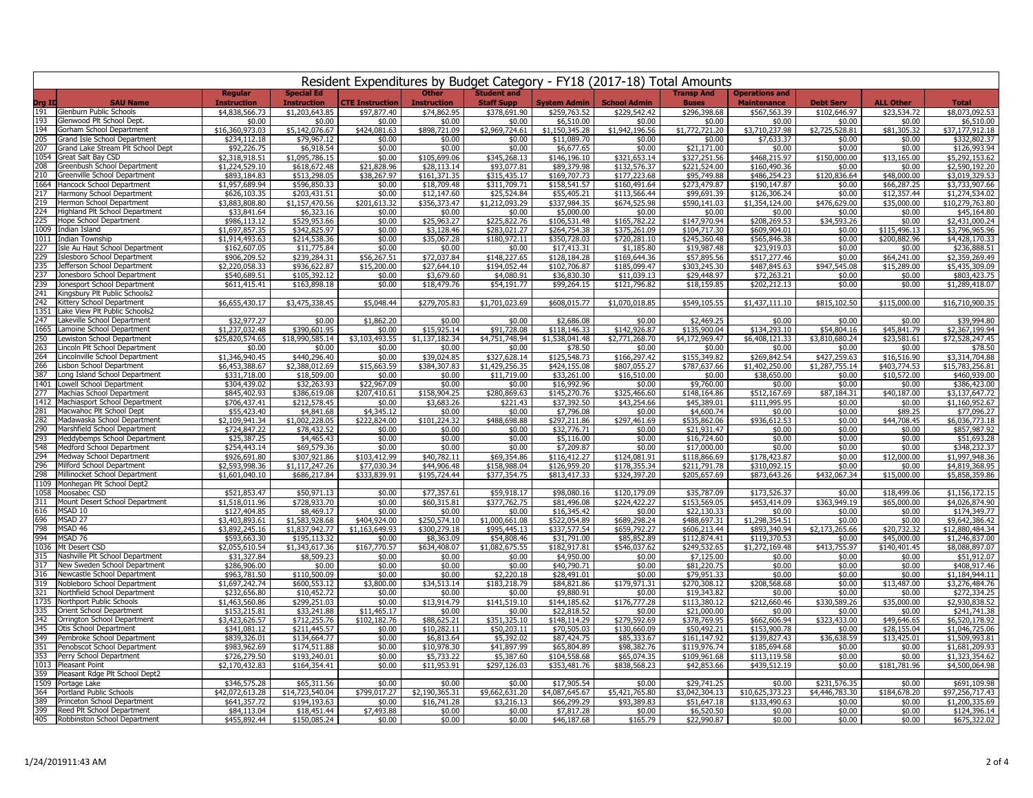# Resident Expenditures by Budget Category - FY18 (2017-18) Total Amounts

| Org ID | SAU Name | Regular Instruction | Special Ed Instruction | CTE Instruction | Other Instruction | Student and Staff Supp | System Admin | School Admin | Transp And Buses | Operations and Maintenance | Debt Serv | ALL Other | Total |
|---|---|---|---|---|---|---|---|---|---|---|---|---|---|
| 191 | Glenburn Public Schools | $4,838,566.73 | $1,203,643.85 | $97,877.40 | $74,862.95 | $378,691.90 | $259,763.52 | $229,542.42 | $296,398.68 | $567,563.39 | $102,646.97 | $23,534.72 | $8,073,092.53 |
| 193 | Glenwood Plt School Dept. | $0.00 | $0.00 | $0.00 | $0.00 | $0.00 | $6,510.00 | $0.00 | $0.00 | $0.00 | $0.00 | $0.00 | $6,510.00 |
| 194 | Gorham School Department | $16,360,973.03 | $5,142,076.67 | $424,081.63 | $898,721.09 | $2,969,724.61 | $1,150,345.28 | $1,942,196.56 | $1,772,721.20 | $3,710,237.98 | $2,725,528.81 | $81,305.32 | $37,177,912.18 |
| 205 | Grand Isle School Department | $234,112.18 | $79,967.12 | $0.00 | $0.00 | $0.00 | $11,089.70 | $0.00 | $0.00 | $7,633.37 | $0.00 | $0.00 | $332,802.37 |
| 207 | Grand Lake Stream Plt School Dept | $92,226.75 | $6,918.54 | $0.00 | $0.00 | $0.00 | $6,677.65 | $0.00 | $21,171.00 | $0.00 | $0.00 | $0.00 | $126,993.94 |
| 1054 | Great Salt Bay CSD | $2,318,918.51 | $1,095,786.15 | $0.00 | $105,699.06 | $345,268.13 | $146,196.10 | $321,653.14 | $327,251.56 | $468,215.97 | $150,000.00 | $13,165.00 | $5,292,153.62 |
| 208 | Greenbush School Department | $1,224,529.10 | $618,672.48 | $21,828.96 | $28,113.14 | $93,077.81 | $89,379.98 | $132,576.37 | $221,524.00 | $160,490.36 | $0.00 | $0.00 | $2,590,192.20 |
| 210 | Greenville School Department | $893,184.83 | $513,298.05 | $38,267.97 | $161,371.35 | $315,435.17 | $169,707.73 | $177,223.68 | $95,749.88 | $486,254.23 | $120,836.64 | $48,000.00 | $3,019,329.53 |
| 1664 | Hancock School Department | $1,957,689.94 | $596,850.33 | $0.00 | $18,709.48 | $311,709.71 | $158,541.57 | $160,491.64 | $273,479.87 | $190,147.87 | $0.00 | $66,287.25 | $3,733,907.66 |
| 217 | Harmony School Department | $626,103.35 | $203,431.51 | $0.00 | $12,147.60 | $25,524.84 | $55,405.21 | $113,566.44 | $99,691.39 | $126,306.24 | $0.00 | $12,357.44 | $1,274,534.02 |
| 219 | Hermon School Department | $3,883,808.80 | $1,157,470.56 | $201,613.32 | $356,373.47 | $1,212,093.29 | $337,984.35 | $674,525.98 | $590,141.03 | $1,354,124.00 | $476,629.00 | $35,000.00 | $10,279,763.80 |
| 224 | Highland Plt School Department | $33,841.64 | $6,323.16 | $0.00 | $0.00 | $0.00 | $5,000.00 | $0.00 | $0.00 | $0.00 | $0.00 | $0.00 | $45,164.80 |
| 225 | Hope School Department | $986,113.12 | $529,953.66 | $0.00 | $25,963.27 | $225,822.76 | $106,531.48 | $165,782.22 | $147,970.94 | $208,269.53 | $34,593.26 | $0.00 | $2,431,000.24 |
| 1009 | Indian Island | $1,697,857.35 | $342,825.97 | $0.00 | $3,128.46 | $283,021.27 | $264,754.38 | $375,261.09 | $104,717.30 | $609,904.01 | $0.00 | $115,496.13 | $3,796,965.96 |
| 1011 | Indian Township | $1,914,493.63 | $214,538.36 | $0.00 | $35,067.28 | $180,972.11 | $350,728.03 | $720,281.10 | $245,360.48 | $565,846.38 | $0.00 | $200,882.96 | $4,428,170.33 |
| 227 | Isle Au Haut School Department | $162,607.05 | $11,775.84 | $0.00 | $0.00 | $0.00 | $17,413.31 | $1,185.80 | $19,987.48 | $23,919.03 | $0.00 | $0.00 | $236,888.51 |
| 229 | Islesboro School Department | $906,209.52 | $239,284.31 | $56,267.51 | $72,037.84 | $148,227.65 | $128,184.28 | $169,644.36 | $57,895.56 | $517,277.46 | $0.00 | $64,241.00 | $2,359,269.49 |
| 235 | Jefferson School Department | $2,220,058.33 | $936,622.87 | $15,200.00 | $27,644.10 | $194,052.44 | $102,706.87 | $185,099.47 | $303,245.30 | $487,845.63 | $947,545.08 | $15,289.00 | $5,435,309.09 |
| 237 | Jonesboro School Department | $540,689.51 | $105,392.12 | $0.00 | $3,679.60 | $4,080.91 | $36,830.30 | $11,039.13 | $29,448.97 | $72,263.21 | $0.00 | $0.00 | $803,423.75 |
| 239 | Jonesport School Department | $611,415.41 | $163,898.18 | $0.00 | $18,479.76 | $54,191.77 | $99,264.15 | $121,796.82 | $18,159.85 | $202,212.13 | $0.00 | $0.00 | $1,289,418.07 |
| 241 | Kingsbury Plt Public Schools2 | | | | | | | | | | | | |
| 242 | Kittery School Department | $6,655,430.17 | $3,475,338.45 | $5,048.44 | $279,705.83 | $1,701,023.69 | $608,015.77 | $1,070,018.85 | $549,105.55 | $1,437,111.10 | $815,102.50 | $115,000.00 | $16,710,900.35 |
| 1351 | Lake View Plt Public Schools2 | | | | | | | | | | | | |
| 247 | Lakeville School Department | $32,977.27 | $0.00 | $1,862.20 | $0.00 | $0.00 | $2,686.08 | $0.00 | $2,469.25 | $0.00 | $0.00 | $0.00 | $39,994.80 |
| 1665 | Lamoine School Department | $1,237,032.48 | $390,601.95 | $0.00 | $15,925.14 | $91,728.08 | $118,146.33 | $142,926.87 | $135,900.04 | $134,293.10 | $54,804.16 | $45,841.79 | $2,367,199.94 |
| 250 | Lewiston School Department | $25,820,574.65 | $18,990,585.14 | $3,103,493.55 | $1,137,182.34 | $4,751,748.94 | $1,538,041.48 | $2,771,268.70 | $4,172,969.47 | $6,408,121.33 | $3,810,680.24 | $23,581.61 | $72,528,247.45 |
| 263 | Lincoln Plt School Department | $0.00 | $0.00 | $0.00 | $0.00 | $0.00 | $78.50 | $0.00 | $0.00 | $0.00 | $0.00 | $0.00 | $78.50 |
| 264 | Lincolnville School Department | $1,346,940.45 | $440,296.40 | $0.00 | $39,024.85 | $327,628.14 | $125,548.73 | $166,297.42 | $155,349.82 | $269,842.54 | $427,259.63 | $16,516.90 | $3,314,704.88 |
| 266 | Lisbon School Department | $6,453,388.67 | $2,388,012.69 | $15,663.59 | $384,307.83 | $1,429,256.35 | $424,155.08 | $807,055.27 | $787,637.66 | $1,402,250.00 | $1,287,755.14 | $403,774.53 | $15,783,256.81 |
| 387 | Long Island School Department | $331,718.00 | $18,509.00 | $0.00 | $0.00 | $11,719.00 | $33,261.00 | $16,510.00 | $0.00 | $38,650.00 | $0.00 | $10,572.00 | $460,939.00 |
| 1401 | Lowell School Department | $304,439.02 | $32,263.93 | $22,967.09 | $0.00 | $0.00 | $16,992.96 | $0.00 | $9,760.00 | $0.00 | $0.00 | $0.00 | $386,423.00 |
| 277 | Machias School Department | $845,402.93 | $386,619.08 | $207,410.61 | $158,904.25 | $280,869.63 | $145,270.76 | $325,466.60 | $148,164.86 | $512,167.69 | $87,184.31 | $40,187.00 | $3,137,647.72 |
| 1412 | Machiasport School Department | $706,437.41 | $212,578.45 | $0.00 | $3,683.26 | $221.43 | $37,392.50 | $43,254.66 | $45,389.01 | $111,995.95 | $0.00 | $0.00 | $1,160,952.67 |
| 281 | Macwahoc Plt School Dept | $55,423.40 | $4,841.68 | $4,345.12 | $0.00 | $0.00 | $7,796.08 | $0.00 | $4,600.74 | $0.00 | $0.00 | $89.25 | $77,096.27 |
| 282 | Madawaska School Department | $2,109,941.34 | $1,002,228.05 | $222,824.00 | $101,224.32 | $488,698.88 | $297,211.86 | $297,461.69 | $535,862.06 | $936,612.53 | $0.00 | $44,708.45 | $6,036,773.18 |
| 290 | Marshfield School Department | $724,847.22 | $78,432.52 | $0.00 | $0.00 | $0.00 | $32,776.71 | $0.00 | $21,931.47 | $0.00 | $0.00 | $0.00 | $857,987.92 |
| 293 | Meddybemps School Department | $25,387.25 | $4,465.43 | $0.00 | $0.00 | $0.00 | $5,116.00 | $0.00 | $16,724.60 | $0.00 | $0.00 | $0.00 | $51,693.28 |
| 548 | Medford School Department | $254,443.14 | $69,579.36 | $0.00 | $0.00 | $0.00 | $7,209.87 | $0.00 | $17,000.00 | $0.00 | $0.00 | $0.00 | $348,232.37 |
| 294 | Medway School Department | $926,691.80 | $307,921.86 | $103,412.99 | $40,782.11 | $69,354.86 | $116,412.27 | $124,081.91 | $118,866.69 | $178,423.87 | $0.00 | $12,000.00 | $1,997,948.36 |
| 296 | Milford School Department | $2,593,998.36 | $1,117,247.26 | $77,030.34 | $44,906.48 | $158,988.04 | $126,959.20 | $178,355.34 | $211,791.78 | $310,092.15 | $0.00 | $0.00 | $4,819,368.95 |
| 298 | Millinocket School Department | $1,601,040.10 | $686,217.84 | $333,839.91 | $195,724.44 | $377,354.75 | $813,417.33 | $324,397.20 | $205,657.69 | $873,643.26 | $432,067.34 | $15,000.00 | $5,858,359.86 |
| 1109 | Monhegan Plt School Dept2 | | | | | | | | | | | | |
| 1058 | Moosabec CSD | $521,853.47 | $50,971.13 | $0.00 | $77,357.61 | $59,918.17 | $98,080.16 | $120,179.09 | $35,787.09 | $173,526.37 | $0.00 | $18,499.06 | $1,156,172.15 |
| 311 | Mount Desert School Department | $1,518,011.96 | $728,933.70 | $0.00 | $60,315.81 | $377,762.75 | $81,496.08 | $224,422.27 | $153,569.05 | $453,414.09 | $363,949.19 | $65,000.00 | $4,026,874.90 |
| 616 | MSAD 10 | $127,404.85 | $8,469.17 | $0.00 | $0.00 | $0.00 | $16,345.42 | $0.00 | $22,130.33 | $0.00 | $0.00 | $0.00 | $174,349.77 |
| 696 | MSAD 27 | $3,403,893.61 | $1,583,928.68 | $404,924.00 | $250,574.10 | $1,000,661.08 | $522,054.89 | $689,298.24 | $488,697.31 | $1,298,354.51 | $0.00 | $0.00 | $9,642,386.42 |
| 798 | MSAD 46 | $3,892,245.16 | $1,837,942.77 | $1,163,649.93 | $300,279.18 | $995,445.13 | $337,577.54 | $659,792.27 | $606,213.44 | $893,340.94 | $2,173,265.66 | $20,732.32 | $12,880,484.34 |
| 994 | MSAD 76 | $593,663.30 | $195,113.32 | $0.00 | $8,363.09 | $54,808.46 | $31,791.00 | $85,852.89 | $112,874.41 | $119,370.53 | $0.00 | $45,000.00 | $1,246,837.00 |
| 1036 | Mt Desert CSD | $2,055,610.54 | $1,343,617.36 | $167,770.57 | $634,408.07 | $1,082,675.55 | $182,917.81 | $546,037.62 | $249,532.65 | $1,272,169.48 | $413,755.97 | $140,401.45 | $8,088,897.07 |
| 315 | Nashville Plt School Department | $31,327.84 | $8,509.23 | $0.00 | $0.00 | $0.00 | $4,950.00 | $0.00 | $7,125.00 | $0.00 | $0.00 | $0.00 | $51,912.07 |
| 317 | New Sweden School Department | $286,906.00 | $0.00 | $0.00 | $0.00 | $0.00 | $40,790.71 | $0.00 | $81,220.75 | $0.00 | $0.00 | $0.00 | $408,917.46 |
| 316 | Newcastle School Department | $963,781.50 | $110,500.09 | $0.00 | $0.00 | $2,220.18 | $28,491.01 | $0.00 | $79,951.33 | $0.00 | $0.00 | $0.00 | $1,184,944.11 |
| 319 | Nobleboro School Department | $1,697,242.74 | $600,553.12 | $3,800.00 | $34,513.14 | $183,218.79 | $84,821.86 | $179,971.31 | $270,308.12 | $208,568.68 | $0.00 | $13,487.00 | $3,276,484.76 |
| 321 | Northfield School Department | $232,656.80 | $10,452.72 | $0.00 | $0.00 | $0.00 | $9,880.91 | $0.00 | $19,343.82 | $0.00 | $0.00 | $0.00 | $272,334.25 |
| 1735 | Northport Public Schools | $1,463,560.86 | $299,251.03 | $0.00 | $13,914.79 | $141,519.10 | $144,185.62 | $176,777.28 | $113,380.12 | $212,660.46 | $330,589.26 | $35,000.00 | $2,930,838.52 |
| 335 | Orient School Department | $153,215.81 | $33,241.88 | $11,465.17 | $0.00 | $0.00 | $22,818.52 | $0.00 | $21,000.00 | $0.00 | $0.00 | $0.00 | $241,741.38 |
| 342 | Orrington School Department | $3,423,626.57 | $712,255.76 | $102,182.76 | $88,625.21 | $351,325.10 | $148,114.29 | $279,592.69 | $378,769.95 | $662,606.94 | $323,433.00 | $49,646.65 | $6,520,178.92 |
| 345 | Otis School Department | $341,081.12 | $211,445.57 | $0.00 | $10,282.11 | $50,203.11 | $70,505.03 | $130,660.09 | $50,492.21 | $153,900.78 | $0.00 | $28,155.04 | $1,046,725.06 |
| 349 | Pembroke School Department | $839,326.01 | $134,664.77 | $0.00 | $6,813.64 | $5,392.02 | $87,424.75 | $85,333.67 | $161,147.92 | $139,827.43 | $36,638.59 | $13,425.01 | $1,509,993.81 |
| 351 | Penobscot School Department | $983,962.69 | $174,511.88 | $0.00 | $10,978.30 | $41,897.99 | $65,804.89 | $98,382.76 | $119,976.74 | $185,694.68 | $0.00 | $0.00 | $1,681,209.93 |
| 353 | Perry School Department | $726,279.50 | $193,240.01 | $0.00 | $5,733.22 | $5,387.60 | $104,558.68 | $65,074.35 | $109,961.68 | $113,119.58 | $0.00 | $0.00 | $1,323,354.62 |
| 1013 | Pleasant Point | $2,170,432.83 | $164,354.41 | $0.00 | $11,953.91 | $297,126.03 | $353,481.76 | $838,568.23 | $42,853.66 | $439,512.19 | $0.00 | $181,781.96 | $4,500,064.98 |
| 359 | Pleasant Rdge Plt School Dept2 | | | | | | | | | | | | |
| 1509 | Portage Lake | $346,575.28 | $65,311.56 | $0.00 | $0.00 | $0.00 | $17,905.54 | $0.00 | $29,741.25 | $0.00 | $231,576.35 | $0.00 | $691,109.98 |
| 364 | Portland Public Schools | $42,072,613.28 | $14,723,540.04 | $799,017.27 | $2,190,365.31 | $9,662,631.20 | $4,087,645.67 | $5,421,765.80 | $3,042,304.13 | $10,625,373.23 | $4,446,783.30 | $184,678.20 | $97,256,717.43 |
| 389 | Princeton School Department | $641,357.72 | $194,193.63 | $0.00 | $16,741.28 | $3,216.13 | $66,299.29 | $93,389.83 | $51,647.18 | $133,490.63 | $0.00 | $0.00 | $1,200,335.69 |
| 399 | Reed Plt School Department | $84,113.04 | $18,451.44 | $7,493.88 | $0.00 | $0.00 | $7,817.28 | $0.00 | $6,520.50 | $0.00 | $0.00 | $0.00 | $124,396.14 |
| 405 | Robbinston School Department | $455,892.44 | $150,085.24 | $0.00 | $0.00 | $0.00 | $46,187.68 | $165.79 | $22,990.87 | $0.00 | $0.00 | $0.00 | $675,322.02 |

1/24/201911:43 AM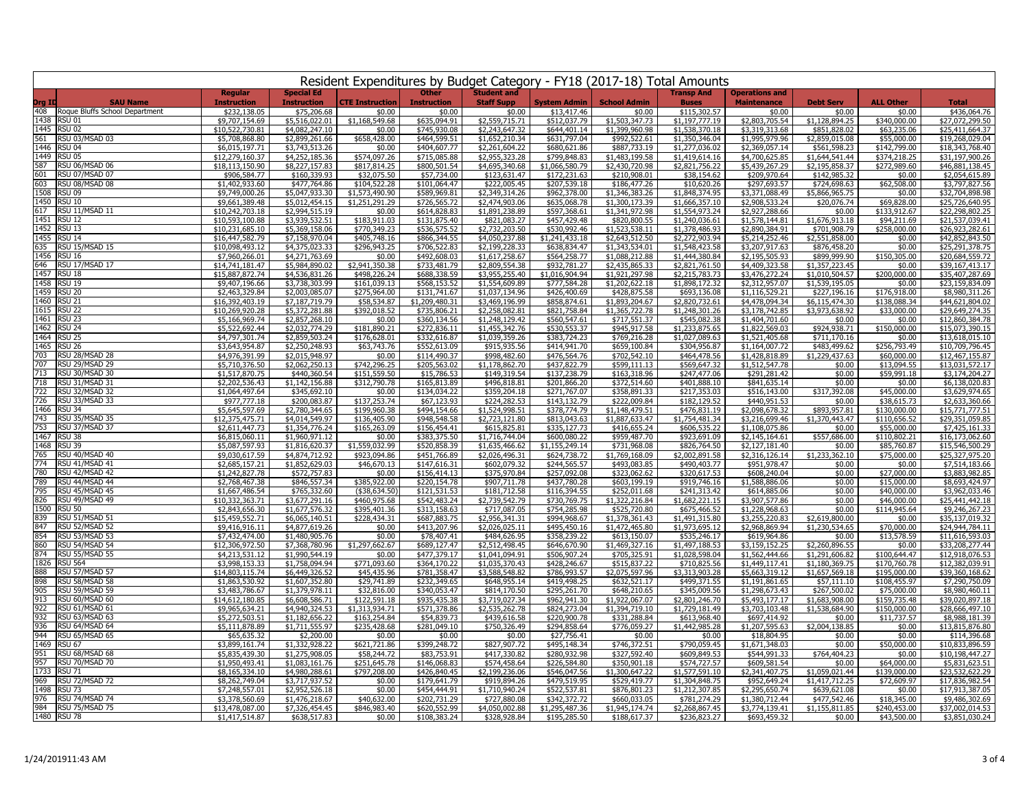# Resident Expenditures by Budget Category - FY18 (2017-18) Total Amounts

| Org ID | SAU Name | Regular Instruction | Special Ed Instruction | CTE Instruction | Other Instruction | Student and Staff Supp | System Admin | School Admin | Transp And Buses | Operations and Maintenance | Debt Serv | ALL Other | Total |
|---|---|---|---|---|---|---|---|---|---|---|---|---|---|
| 408 | Roque Bluffs School Department | $232,138.05 | $75,206.68 | $0.00 | $0.00 | $0.00 | $13,417.46 | $0.00 | $115,302.57 | $0.00 | $0.00 | $0.00 | $436,064.76 |
| 1438 | RSU 01 | $9,707,154.69 | $5,516,022.01 | $1,168,549.68 | $635,094.91 | $2,559,715.71 | $512,037.79 | $1,503,347.73 | $1,197,777.19 | $2,803,705.54 | $1,128,894.25 | $340,000.00 | $27,072,299.50 |
| 1445 | RSU 02 | $10,522,730.81 | $4,082,247.10 | $0.00 | $745,930.08 | $2,243,647.32 | $644,401.14 | $1,399,960.98 | $1,538,370.18 | $3,319,313.68 | $851,828.02 | $63,235.06 | $25,411,664.37 |
| 561 | RSU 03/MSAD 03 | $5,708,868.80 | $2,899,261.66 | $658,428.00 | $464,599.51 | $1,652,210.34 | $631,797.04 | $992,522.61 | $1,350,346.04 | $1,995,979.96 | $2,859,015.08 | $55,000.00 | $19,268,029.04 |
| 1446 | RSU 04 | $6,015,197.71 | $3,743,513.26 | $0.00 | $404,607.77 | $2,261,604.22 | $680,621.86 | $887,733.19 | $1,277,036.02 | $2,369,057.14 | $561,598.23 | $142,799.00 | $18,343,768.40 |
| 1449 | RSU 05 | $12,279,160.37 | $4,252,185.36 | $574,097.26 | $715,085.88 | $2,955,323.28 | $799,848.83 | $1,483,199.58 | $1,419,614.16 | $4,700,625.85 | $1,644,541.44 | $374,218.25 | $31,197,900.26 |
| 587 | RSU 06/MSAD 06 | $18,113,150.90 | $8,227,157.83 | $817,814.25 | $800,501.54 | $4,695,340.68 | $1,066,580.79 | $2,430,720.98 | $2,821,756.22 | $5,439,267.29 | $2,195,858.37 | $272,989.60 | $46,881,138.45 |
| 601 | RSU 07/MSAD 07 | $906,584.77 | $160,339.93 | $32,075.50 | $57,734.00 | $123,631.47 | $172,231.63 | $210,908.01 | $38,154.62 | $209,970.64 | $142,985.32 | $0.00 | $2,054,615.89 |
| 603 | RSU 08/MSAD 08 | $1,402,933.60 | $477,764.86 | $104,522.28 | $101,064.47 | $222,005.45 | $207,539.18 | $186,477.26 | $10,620.26 | $297,693.57 | $724,698.63 | $62,508.00 | $3,797,827.56 |
| 1508 | RSU 09 | $9,749,000.26 | $5,047,933.30 | $1,573,490.90 | $589,969.81 | $2,349,314.26 | $962,378.00 | $1,346,383.26 | $1,848,374.95 | $3,371,088.49 | $5,866,965.75 | $0.00 | $32,704,898.98 |
| 1450 | RSU 10 | $9,661,389.48 | $5,012,454.15 | $1,251,291.29 | $726,565.72 | $2,474,903.06 | $635,068.78 | $1,300,173.39 | $1,666,357.10 | $2,908,533.24 | $20,076.74 | $69,828.00 | $25,726,640.95 |
| 617 | RSU 11/MSAD 11 | $10,242,703.18 | $2,994,515.19 | $0.00 | $614,828.83 | $1,891,238.89 | $597,368.61 | $1,341,972.98 | $1,554,973.24 | $2,927,288.66 | $0.00 | $133,912.67 | $22,298,802.25 |
| 1451 | RSU 12 | $10,593,100.88 | $3,939,532.51 | $183,911.03 | $131,875.40 | $821,083.27 | $457,429.48 | $820,800.55 | $1,240,036.61 | $1,578,144.81 | $1,676,913.18 | $94,211.69 | $21,537,039.41 |
| 1452 | RSU 13 | $10,231,685.10 | $5,369,158.06 | $770,349.23 | $536,575.52 | $2,732,203.50 | $530,992.46 | $1,523,538.11 | $1,378,486.93 | $2,890,384.91 | $701,908.79 | $258,000.00 | $26,923,282.61 |
| 1455 | RSU 14 | $16,447,582.79 | $7,158,970.04 | $405,748.16 | $866,344.55 | $4,050,237.88 | $1,241,433.18 | $2,643,512.50 | $2,272,903.94 | $5,214,252.46 | $2,551,858.00 | $0.00 | $42,852,843.50 |
| 635 | RSU 15/MSAD 15 | $10,098,493.12 | $4,375,023.33 | $296,943.25 | $706,522.83 | $2,199,228.33 | $638,834.47 | $1,343,534.01 | $1,548,423.58 | $3,207,917.63 | $876,458.20 | $0.00 | $25,291,378.75 |
| 1456 | RSU 16 | $7,960,266.01 | $4,271,763.69 | $0.00 | $492,608.03 | $1,617,258.67 | $564,258.77 | $1,088,212.88 | $1,444,380.84 | $2,195,505.93 | $899,999.90 | $150,305.00 | $20,684,559.72 |
| 646 | RSU 17/MSAD 17 | $14,741,181.47 | $5,984,890.02 | $2,941,350.38 | $733,481.79 | $2,809,554.38 | $932,781.27 | $2,435,865.33 | $2,821,761.50 | $4,409,323.58 | $1,357,223.45 | $0.00 | $39,167,413.17 |
| 1457 | RSU 18 | $15,887,872.74 | $4,536,831.26 | $498,226.24 | $688,338.59 | $3,955,255.40 | $1,016,904.94 | $1,921,297.98 | $2,215,783.73 | $3,476,272.24 | $1,010,504.57 | $200,000.00 | $35,407,287.69 |
| 1458 | RSU 19 | $9,407,196.66 | $3,738,303.99 | $161,039.13 | $568,153.52 | $1,554,609.89 | $777,584.28 | $1,202,622.18 | $1,898,172.32 | $2,312,957.07 | $1,539,195.05 | $0.00 | $23,159,834.09 |
| 1459 | RSU 20 | $2,463,329.84 | $2,003,085.07 | $275,964.00 | $131,741.67 | $1,037,134.96 | $426,400.69 | $428,875.58 | $693,136.08 | $1,116,529.21 | $227,196.16 | $176,918.00 | $8,980,311.26 |
| 1460 | RSU 21 | $16,392,403.19 | $7,187,719.79 | $58,534.87 | $1,209,480.31 | $3,469,196.99 | $858,874.61 | $1,893,204.67 | $2,820,732.61 | $4,478,094.34 | $6,115,474.30 | $138,088.34 | $44,621,804.02 |
| 1615 | RSU 22 | $10,269,920.28 | $5,372,281.88 | $392,018.52 | $735,806.21 | $2,258,082.81 | $821,758.84 | $1,365,722.78 | $1,248,301.26 | $3,178,742.85 | $3,973,638.92 | $33,000.00 | $29,649,274.35 |
| 1461 | RSU 23 | $5,166,969.74 | $2,857,268.10 | $0.00 | $360,134.56 | $1,248,129.42 | $560,547.61 | $717,551.37 | $545,082.38 | $1,404,701.60 | $0.00 | $0.00 | $12,860,384.78 |
| 1462 | RSU 24 | $5,522,692.44 | $2,032,774.29 | $181,890.21 | $272,836.11 | $1,455,342.76 | $530,553.37 | $945,917.58 | $1,233,875.65 | $1,822,569.03 | $924,938.71 | $150,000.00 | $15,073,390.15 |
| 1464 | RSU 25 | $4,797,301.74 | $2,859,503.24 | $176,628.01 | $332,616.87 | $1,039,359.26 | $383,724.23 | $769,216.28 | $1,027,089.63 | $1,521,405.68 | $711,170.16 | $0.00 | $13,618,015.10 |
| 1465 | RSU 26 | $3,643,954.87 | $2,250,248.93 | $63,743.76 | $552,613.09 | $915,935.56 | $414,941.70 | $659,100.84 | $304,956.87 | $1,164,007.72 | $483,499.62 | $256,793.49 | $10,709,796.45 |
| 703 | RSU 28/MSAD 28 | $4,976,391.99 | $2,015,948.97 | $0.00 | $114,490.37 | $998,482.60 | $476,564.76 | $702,542.10 | $464,478.56 | $1,428,818.89 | $1,229,437.63 | $60,000.00 | $12,467,155.87 |
| 707 | RSU 29/MSAD 29 | $5,710,376.50 | $2,062,250.13 | $742,296.25 | $205,563.02 | $1,178,862.70 | $437,822.79 | $599,111.13 | $569,647.32 | $1,512,547.78 | $0.00 | $13,094.55 | $13,031,572.17 |
| 713 | RSU 30/MSAD 30 | $1,517,870.75 | $440,360.54 | $151,559.50 | $15,786.53 | $149,319.54 | $137,238.79 | $163,318.96 | $247,477.06 | $291,281.42 | $0.00 | $59,991.18 | $3,174,204.27 |
| 718 | RSU 31/MSAD 31 | $2,202,536.43 | $1,142,156.88 | $312,790.78 | $165,813.89 | $496,818.81 | $201,866.20 | $372,514.60 | $401,888.10 | $841,635.14 | $0.00 | $0.00 | $6,138,020.83 |
| 722 | RSU 32/MSAD 32 | $1,064,497.64 | $345,692.10 | $0.00 | $134,034.22 | $359,204.18 | $271,767.07 | $358,891.33 | $217,353.03 | $516,143.00 | $317,392.08 | $45,000.00 | $3,629,974.65 |
| 726 | RSU 33/MSAD 33 | $977,777.18 | $200,083.87 | $137,253.74 | $67,123.93 | $224,282.53 | $143,132.79 | $222,009.84 | $182,129.52 | $440,951.53 | $0.00 | $38,615.73 | $2,633,360.66 |
| 1466 | RSU 34 | $5,645,597.69 | $2,780,344.65 | $199,960.38 | $494,154.66 | $1,524,998.51 | $378,774.79 | $1,148,479.51 | $476,831.19 | $2,098,678.32 | $893,957.81 | $130,000.00 | $15,771,777.51 |
| 743 | RSU 35/MSAD 35 | $12,375,475.71 | $4,014,549.97 | $136,405.90 | $948,548.58 | $2,723,121.80 | $813,043.63 | $1,887,633.47 | $1,754,481.34 | $3,216,699.46 | $1,370,443.47 | $110,656.52 | $29,351,059.85 |
| 753 | RSU 37/MSAD 37 | $2,611,447.73 | $1,354,776.24 | $165,263.09 | $156,454.41 | $615,825.81 | $335,127.73 | $416,655.24 | $606,535.22 | $1,108,075.86 | $0.00 | $55,000.00 | $7,425,161.33 |
| 1467 | RSU 38 | $6,815,060.11 | $1,960,971.12 | $0.00 | $383,375.50 | $1,716,744.04 | $600,080.22 | $959,487.70 | $923,691.09 | $2,145,164.61 | $557,686.00 | $110,802.21 | $16,173,062.60 |
| 1468 | RSU 39 | $5,087,597.93 | $1,816,620.37 | $1,559,032.99 | $520,858.39 | $1,635,466.62 | $1,155,249.14 | $731,968.08 | $826,764.50 | $2,127,181.40 | $0.00 | $85,760.87 | $15,546,500.29 |
| 765 | RSU 40/MSAD 40 | $9,030,617.59 | $4,874,712.92 | $923,094.86 | $451,766.89 | $2,026,496.31 | $624,738.72 | $1,769,168.09 | $2,002,891.58 | $2,316,126.14 | $1,233,362.10 | $75,000.00 | $25,327,975.20 |
| 774 | RSU 41/MSAD 41 | $2,685,157.21 | $1,852,629.03 | $46,670.13 | $147,616.31 | $602,079.32 | $244,565.57 | $493,083.85 | $490,403.77 | $951,978.47 | $0.00 | $0.00 | $7,514,183.66 |
| 780 | RSU 42/MSAD 42 | $1,242,827.78 | $572,757.83 | $0.00 | $156,414.13 | $375,970.84 | $257,092.08 | $323,062.62 | $320,617.53 | $608,240.04 | $0.00 | $27,000.00 | $3,883,982.85 |
| 789 | RSU 44/MSAD 44 | $2,768,467.38 | $846,557.34 | $385,922.00 | $220,154.78 | $907,711.78 | $437,780.28 | $603,199.19 | $919,746.16 | $1,588,886.06 | $0.00 | $15,000.00 | $8,693,424.97 |
| 795 | RSU 45/MSAD 45 | $1,667,486.54 | $765,332.60 | ($38,634.50) | $121,531.53 | $181,712.58 | $116,394.55 | $252,011.68 | $241,313.42 | $614,885.06 | $0.00 | $40,000.00 | $3,962,033.46 |
| 826 | RSU 49/MSAD 49 | $10,332,363.71 | $3,677,291.16 | $460,975.68 | $542,483.24 | $2,739,542.79 | $730,769.75 | $1,322,216.84 | $1,682,221.15 | $3,907,577.86 | $0.00 | $46,000.00 | $25,441,442.18 |
| 1500 | RSU 50 | $2,843,656.30 | $1,677,576.32 | $395,401.36 | $313,158.63 | $717,087.05 | $754,285.98 | $525,720.80 | $675,466.52 | $1,228,968.63 | $0.00 | $114,945.64 | $9,246,267.23 |
| 839 | RSU 51/MSAD 51 | $15,459,552.71 | $6,065,140.51 | $228,434.31 | $687,883.75 | $2,956,341.31 | $994,968.67 | $1,378,361.43 | $1,491,315.80 | $3,255,220.83 | $2,619,800.00 | $0.00 | $35,137,019.32 |
| 847 | RSU 52/MSAD 52 | $9,416,916.11 | $4,877,619.26 | $0.00 | $413,207.96 | $2,026,025.11 | $495,450.16 | $1,472,465.80 | $1,973,695.12 | $2,968,869.94 | $1,230,534.65 | $70,000.00 | $24,944,784.11 |
| 854 | RSU 53/MSAD 53 | $7,432,474.00 | $1,480,905.76 | $0.00 | $78,407.41 | $484,626.95 | $358,239.22 | $613,150.07 | $535,246.17 | $619,964.86 | $0.00 | $13,578.59 | $11,616,593.03 |
| 860 | RSU 54/MSAD 54 | $12,306,972.50 | $7,368,780.96 | $1,297,662.67 | $689,127.47 | $2,512,498.45 | $646,670.90 | $1,469,327.16 | $1,497,188.53 | $3,159,152.25 | $2,260,896.55 | $0.00 | $33,208,277.44 |
| 874 | RSU 55/MSAD 55 | $4,213,531.12 | $1,990,544.19 | $0.00 | $477,379.17 | $1,041,094.91 | $506,907.24 | $705,325.91 | $1,028,598.04 | $1,562,444.66 | $1,291,606.82 | $100,644.47 | $12,918,076.53 |
| 1826 | RSU 564 | $3,998,153.33 | $1,758,094.94 | $771,093.60 | $364,170.22 | $1,035,370.43 | $428,246.67 | $515,837.22 | $710,825.56 | $1,449,117.41 | $1,180,369.75 | $170,760.78 | $12,382,039.91 |
| 888 | RSU 57/MSAD 57 | $14,803,115.74 | $6,449,326.52 | $45,435.96 | $781,358.47 | $3,588,548.82 | $786,993.57 | $2,075,597.96 | $3,313,903.28 | $5,663,319.12 | $1,657,569.18 | $195,000.00 | $39,360,168.62 |
| 898 | RSU 58/MSAD 58 | $1,863,530.92 | $1,607,352.80 | $29,741.89 | $232,349.65 | $648,955.14 | $419,498.25 | $632,521.17 | $499,371.55 | $1,191,861.65 | $57,111.10 | $108,455.97 | $7,290,750.09 |
| 905 | RSU 59/MSAD 59 | $3,483,786.67 | $1,379,978.11 | $32,816.00 | $340,053.47 | $814,170.50 | $295,261.70 | $648,210.65 | $345,009.56 | $1,298,673.43 | $267,500.02 | $75,000.00 | $8,980,460.11 |
| 913 | RSU 60/MSAD 60 | $14,612,180.85 | $6,608,586.71 | $122,591.18 | $935,435.38 | $3,719,027.34 | $962,941.30 | $1,922,067.07 | $2,801,246.70 | $5,493,177.17 | $1,683,908.00 | $159,735.48 | $39,020,897.18 |
| 922 | RSU 61/MSAD 61 | $9,965,634.21 | $4,940,324.53 | $1,313,934.71 | $571,378.86 | $2,535,262.78 | $824,273.04 | $1,394,719.10 | $1,729,181.49 | $3,703,103.48 | $1,538,684.90 | $150,000.00 | $28,666,497.10 |
| 932 | RSU 63/MSAD 63 | $5,272,503.51 | $1,182,656.22 | $163,254.84 | $54,839.73 | $439,616.58 | $220,900.78 | $331,288.84 | $613,968.40 | $697,414.92 | $0.00 | $11,737.57 | $8,988,181.39 |
| 936 | RSU 64/MSAD 64 | $5,111,878.89 | $1,711,555.97 | $235,428.68 | $281,049.10 | $750,326.49 | $294,858.64 | $776,059.27 | $1,442,985.28 | $1,207,595.63 | $2,004,138.85 | $0.00 | $13,815,876.80 |
| 944 | RSU 65/MSAD 65 | $65,635.32 | $2,200.00 | $0.00 | $0.00 | $0.00 | $27,756.41 | $0.00 | $0.00 | $18,804.95 | $0.00 | $0.00 | $114,396.68 |
| 1469 | RSU 67 | $3,899,161.74 | $1,332,928.22 | $621,721.86 | $399,248.72 | $827,907.72 | $495,148.34 | $746,372.51 | $790,059.45 | $1,671,348.03 | $0.00 | $50,000.00 | $10,833,896.59 |
| 951 | RSU 68/MSAD 68 | $5,835,439.30 | $1,275,908.05 | $58,244.72 | $83,753.91 | $417,330.82 | $280,932.98 | $327,592.40 | $609,849.53 | $544,991.33 | $764,404.23 | $0.00 | $10,198,447.27 |
| 957 | RSU 70/MSAD 70 | $1,950,493.41 | $1,083,161.76 | $251,645.78 | $146,068.83 | $574,458.64 | $226,584.80 | $350,901.18 | $574,727.57 | $609,581.54 | $0.00 | $64,000.00 | $5,831,623.51 |
| 1733 | RSU 71 | $8,165,334.10 | $4,980,288.61 | $797,208.00 | $426,840.45 | $2,199,236.06 | $546,047.56 | $1,300,647.22 | $1,577,591.10 | $2,341,407.75 | $1,059,021.44 | $139,000.00 | $23,532,622.29 |
| 969 | RSU 72/MSAD 72 | $8,262,749.04 | $3,717,937.52 | $0.00 | $179,641.79 | $919,894.26 | $479,519.95 | $529,419.77 | $1,304,848.75 | $952,649.24 | $1,417,712.25 | $72,609.97 | $17,836,982.54 |
| 1498 | RSU 73 | $7,248,557.01 | $2,952,526.18 | $0.00 | $454,444.91 | $1,710,940.24 | $522,537.81 | $876,801.23 | $1,212,307.85 | $2,295,650.74 | $639,621.08 | $0.00 | $17,913,387.05 |
| 976 | RSU 74/MSAD 74 | $3,378,560.69 | $1,476,218.67 | $40,632.00 | $202,731.29 | $727,880.08 | $342,372.72 | $660,033.05 | $781,274.29 | $1,380,712.44 | $477,542.46 | $18,345.00 | $9,486,302.69 |
| 984 | RSU 75/MSAD 75 | $13,478,087.00 | $7,326,454.45 | $846,983.40 | $620,552.99 | $4,050,002.88 | $1,295,487.36 | $1,945,174.74 | $2,268,867.45 | $3,774,139.41 | $1,155,811.85 | $240,453.00 | $37,002,014.53 |
| 1480 | RSU 78 | $1,417,514.87 | $638,517.83 | $0.00 | $108,383.24 | $328,928.84 | $195,285.50 | $188,617.37 | $236,823.27 | $693,459.32 | $0.00 | $43,500.00 | $3,851,030.24 |

1/24/201911:43 AM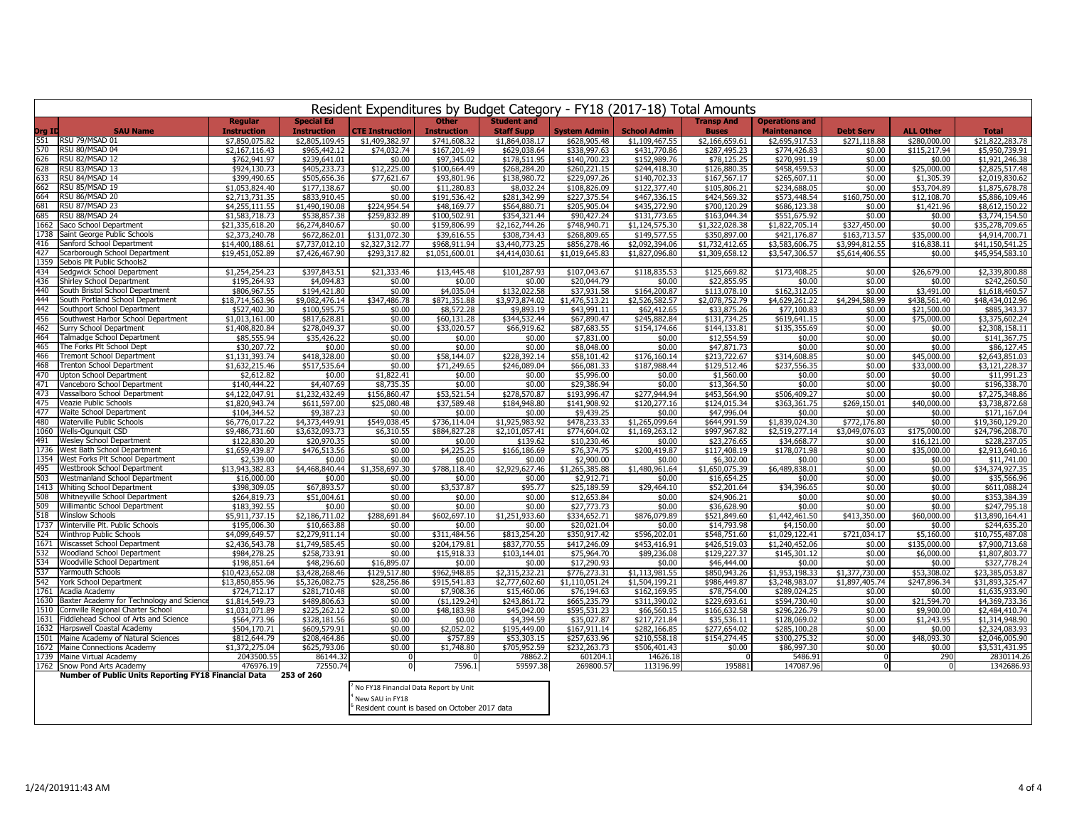## Resident Expenditures by Budget Category - FY18 (2017-18) Total Amounts

| Org ID | SAU Name | Regular Instruction | Special Ed Instruction | CTE Instruction | Other Instruction | Student and Staff Supp | System Admin | School Admin | Transp And Buses | Operations and Maintenance | Debt Serv | ALL Other | Total |
|---|---|---|---|---|---|---|---|---|---|---|---|---|---|
| 551 | RSU 79/MSAD 01 | $7,850,075.82 | $2,805,109.45 | $1,409,382.97 | $741,608.32 | $1,864,038.17 | $628,905.48 | $1,109,467.55 | $2,166,659.61 | $2,695,917.53 | $271,118.88 | $280,000.00 | $21,822,283.78 |
| 570 | RSU 80/MSAD 04 | $2,167,116.43 | $965,442.12 | $74,032.74 | $167,201.49 | $629,038.64 | $338,997.63 | $431,770.86 | $287,495.23 | $774,426.83 | $0.00 | $115,217.94 | $5,950,739.91 |
| 626 | RSU 82/MSAD 12 | $762,941.97 | $239,641.01 | $0.00 | $97,345.02 | $178,511.95 | $140,700.23 | $152,989.76 | $78,125.25 | $270,991.19 | $0.00 | $0.00 | $1,921,246.38 |
| 628 | RSU 83/MSAD 13 | $924,130.73 | $405,233.73 | $12,225.00 | $100,664.49 | $268,284.20 | $260,221.15 | $244,418.30 | $126,880.35 | $458,459.53 | $0.00 | $25,000.00 | $2,825,517.48 |
| 633 | RSU 84/MSAD 14 | $399,490.65 | $505,656.36 | $77,621.67 | $93,801.96 | $138,980.72 | $229,097.26 | $140,702.33 | $167,567.17 | $265,607.11 | $0.00 | $1,305.39 | $2,019,830.62 |
| 662 | RSU 85/MSAD 19 | $1,053,824.40 | $177,138.67 | $0.00 | $11,280.83 | $8,032.24 | $108,826.09 | $122,377.40 | $105,806.21 | $234,688.05 | $0.00 | $53,704.89 | $1,875,678.78 |
| 664 | RSU 86/MSAD 20 | $2,713,731.35 | $833,910.45 | $0.00 | $191,536.42 | $281,342.99 | $227,375.54 | $467,336.15 | $424,569.32 | $573,448.54 | $160,750.00 | $12,108.70 | $5,886,109.46 |
| 681 | RSU 87/MSAD 23 | $4,255,111.55 | $1,490,190.08 | $224,954.54 | $48,169.77 | $564,880.71 | $205,905.04 | $435,272.90 | $700,120.29 | $686,123.38 | $0.00 | $1,421.96 | $8,612,150.22 |
| 685 | RSU 88/MSAD 24 | $1,583,718.73 | $538,857.38 | $259,832.89 | $100,502.91 | $354,321.44 | $90,427.24 | $131,773.65 | $163,044.34 | $551,675.92 | $0.00 | $0.00 | $3,774,154.50 |
| 1662 | Saco School Department | $21,335,618.20 | $6,274,840.67 | $0.00 | $159,806.99 | $2,162,744.26 | $748,940.71 | $1,124,575.30 | $1,322,028.38 | $1,822,705.14 | $327,450.00 | $0.00 | $35,278,709.65 |
| 1738 | Saint George Public Schools | $2,373,240.78 | $672,862.01 | $131,072.30 | $39,616.55 | $308,734.43 | $268,809.65 | $149,577.55 | $350,897.00 | $421,176.87 | $163,713.57 | $35,000.00 | $4,914,700.71 |
| 416 | Sanford School Department | $14,400,188.61 | $7,737,012.10 | $2,327,312.77 | $968,911.94 | $3,440,773.25 | $856,278.46 | $2,092,394.06 | $1,732,412.65 | $3,583,606.75 | $3,994,812.55 | $16,838.11 | $41,150,541.25 |
| 427 | Scarborough School Department | $19,451,052.89 | $7,426,467.90 | $293,317.82 | $1,051,600.01 | $4,414,030.61 | $1,019,645.83 | $1,827,096.80 | $1,309,658.12 | $3,547,306.57 | $5,614,406.55 | $0.00 | $45,954,583.10 |
| 1359 | Sebois Plt Public Schools2 | | | | | | | | | | | | |
| 434 | Sedgwick School Department | $1,254,254.23 | $397,843.51 | $21,333.46 | $13,445.48 | $101,287.93 | $107,043.67 | $118,835.53 | $125,669.82 | $173,408.25 | $0.00 | $26,679.00 | $2,339,800.88 |
| 436 | Shirley School Department | $195,264.93 | $4,094.83 | $0.00 | $0.00 | $0.00 | $20,044.79 | $0.00 | $22,855.95 | $0.00 | $0.00 | $0.00 | $242,260.50 |
| 440 | South Bristol School Department | $806,967.55 | $194,421.80 | $0.00 | $4,035.04 | $132,022.58 | $37,931.58 | $164,200.87 | $113,078.10 | $162,312.05 | $0.00 | $3,491.00 | $1,618,460.57 |
| 444 | South Portland School Department | $18,714,563.96 | $9,082,476.14 | $347,486.78 | $871,351.88 | $3,973,874.02 | $1,476,513.21 | $2,526,582.57 | $2,078,752.79 | $4,629,261.22 | $4,294,588.99 | $438,561.40 | $48,434,012.96 |
| 442 | Southport School Department | $527,402.30 | $100,595.75 | $0.00 | $8,572.28 | $9,893.19 | $43,991.11 | $62,412.65 | $33,875.26 | $77,100.83 | $0.00 | $21,500.00 | $885,343.37 |
| 456 | Southwest Harbor School Department | $1,013,161.00 | $817,628.81 | $0.00 | $60,131.28 | $344,532.44 | $67,890.47 | $245,882.84 | $131,734.25 | $619,641.15 | $0.00 | $75,000.00 | $3,375,602.24 |
| 462 | Surry School Department | $1,408,820.84 | $278,049.37 | $0.00 | $33,020.57 | $66,919.62 | $87,683.55 | $154,174.66 | $144,133.81 | $135,355.69 | $0.00 | $0.00 | $2,308,158.11 |
| 464 | Talmadge School Department | $85,555.94 | $35,426.22 | $0.00 | $0.00 | $0.00 | $7,831.00 | $0.00 | $12,554.59 | $0.00 | $0.00 | $0.00 | $141,367.75 |
| 465 | The Forks Plt School Dept | $30,207.72 | $0.00 | $0.00 | $0.00 | $0.00 | $8,048.00 | $0.00 | $47,871.73 | $0.00 | $0.00 | $0.00 | $86,127.45 |
| 466 | Tremont School Department | $1,131,393.74 | $418,328.00 | $0.00 | $58,144.07 | $228,392.14 | $58,101.42 | $176,160.14 | $213,722.67 | $314,608.85 | $0.00 | $45,000.00 | $2,643,851.03 |
| 468 | Trenton School Department | $1,632,215.46 | $517,535.64 | $0.00 | $71,249.65 | $246,089.04 | $66,081.33 | $187,988.44 | $129,512.46 | $237,556.35 | $0.00 | $33,000.00 | $3,121,228.37 |
| 470 | Upton School Department | $2,612.82 | $0.00 | $1,822.41 | $0.00 | $0.00 | $5,996.00 | $0.00 | $1,560.00 | $0.00 | $0.00 | $0.00 | $11,991.23 |
| 471 | Vanceboro School Department | $140,444.22 | $4,407.69 | $8,735.35 | $0.00 | $0.00 | $29,386.94 | $0.00 | $13,364.50 | $0.00 | $0.00 | $0.00 | $196,338.70 |
| 473 | Vassalboro School Department | $4,122,047.91 | $1,232,432.49 | $156,860.47 | $53,521.54 | $278,570.87 | $193,996.47 | $277,944.94 | $453,564.90 | $506,409.27 | $0.00 | $0.00 | $7,275,348.86 |
| 475 | Veazie Public Schools | $1,820,943.74 | $611,597.00 | $25,080.48 | $37,589.48 | $184,948.80 | $141,908.92 | $120,277.16 | $124,015.34 | $363,361.75 | $269,150.01 | $40,000.00 | $3,738,872.68 |
| 477 | Waite School Department | $104,344.52 | $9,387.23 | $0.00 | $0.00 | $0.00 | $9,439.25 | $0.00 | $47,996.04 | $0.00 | $0.00 | $0.00 | $171,167.04 |
| 480 | Waterville Public Schools | $6,776,017.22 | $4,373,449.91 | $549,038.45 | $736,114.04 | $1,925,983.92 | $478,233.33 | $1,265,099.64 | $644,991.59 | $1,839,024.30 | $772,176.80 | $0.00 | $19,360,129.20 |
| 1060 | Wells-Ogunquit CSD | $9,486,731.60 | $3,632,093.73 | $6,310.55 | $884,827.28 | $2,101,057.41 | $774,604.02 | $1,169,263.12 | $997,967.82 | $2,519,277.14 | $3,049,076.03 | $175,000.00 | $24,796,208.70 |
| 491 | Wesley School Department | $122,830.20 | $20,970.35 | $0.00 | $0.00 | $139.62 | $10,230.46 | $0.00 | $23,276.65 | $34,668.77 | $0.00 | $16,121.00 | $228,237.05 |
| 1736 | West Bath School Department | $1,659,439.87 | $476,513.56 | $0.00 | $4,225.25 | $166,186.69 | $76,374.75 | $200,419.87 | $117,408.19 | $178,071.98 | $0.00 | $35,000.00 | $2,913,640.16 |
| 1354 | West Forks Plt School Department | $2,539.00 | $0.00 | $0.00 | $0.00 | $0.00 | $2,900.00 | $0.00 | $6,302.00 | $0.00 | $0.00 | $0.00 | $11,741.00 |
| 495 | Westbrook School Department | $13,943,382.83 | $4,468,840.44 | $1,358,697.30 | $788,118.40 | $2,929,627.46 | $1,265,385.88 | $1,480,961.64 | $1,650,075.39 | $6,489,838.01 | $0.00 | $0.00 | $34,374,927.35 |
| 503 | Westmanland School Department | $16,000.00 | $0.00 | $0.00 | $0.00 | $0.00 | $2,912.71 | $0.00 | $16,654.25 | $0.00 | $0.00 | $0.00 | $35,566.96 |
| 1413 | Whiting School Department | $398,309.05 | $67,893.57 | $0.00 | $3,537.87 | $95.77 | $25,189.59 | $29,464.10 | $52,201.64 | $34,396.65 | $0.00 | $0.00 | $611,088.24 |
| 508 | Whitneyville School Department | $264,819.73 | $51,004.61 | $0.00 | $0.00 | $0.00 | $12,653.84 | $0.00 | $24,906.21 | $0.00 | $0.00 | $0.00 | $353,384.39 |
| 509 | Willimantic School Department | $183,392.55 | $0.00 | $0.00 | $0.00 | $0.00 | $27,773.73 | $0.00 | $36,628.90 | $0.00 | $0.00 | $0.00 | $247,795.18 |
| 518 | Winslow Schools | $5,911,737.15 | $2,186,711.02 | $288,691.84 | $602,697.10 | $1,251,933.60 | $334,652.71 | $876,079.89 | $521,849.60 | $1,442,461.50 | $413,350.00 | $60,000.00 | $13,890,164.41 |
| 1737 | Winterville Plt. Public Schools | $195,006.30 | $10,663.88 | $0.00 | $0.00 | $0.00 | $20,021.04 | $0.00 | $14,793.98 | $4,150.00 | $0.00 | $0.00 | $244,635.20 |
| 524 | Winthrop Public Schools | $4,099,649.57 | $2,279,911.14 | $0.00 | $311,484.56 | $813,254.20 | $350,917.42 | $596,202.01 | $548,751.60 | $1,029,122.41 | $721,034.17 | $5,160.00 | $10,755,487.08 |
| 1671 | Wiscasset School Department | $2,436,543.78 | $1,749,585.45 | $0.00 | $204,179.81 | $837,770.55 | $417,246.09 | $453,416.91 | $426,519.03 | $1,240,452.06 | $0.00 | $135,000.00 | $7,900,713.68 |
| 532 | Woodland School Department | $984,278.25 | $258,733.91 | $0.00 | $15,918.33 | $103,144.01 | $75,964.70 | $89,236.08 | $129,227.37 | $145,301.12 | $0.00 | $6,000.00 | $1,807,803.77 |
| 534 | Woodville School Department | $198,851.64 | $48,296.60 | $16,895.07 | $0.00 | $0.00 | $17,290.93 | $0.00 | $46,444.00 | $0.00 | $0.00 | $0.00 | $327,778.24 |
| 537 | Yarmouth Schools | $10,423,652.08 | $3,428,268.46 | $129,517.80 | $962,948.85 | $2,315,232.21 | $776,273.31 | $1,113,981.55 | $850,943.26 | $1,953,198.33 | $1,377,730.00 | $53,308.02 | $23,385,053.87 |
| 542 | York School Department | $13,850,855.96 | $5,326,082.75 | $28,256.86 | $915,541.83 | $2,777,602.60 | $1,110,051.24 | $1,504,199.21 | $986,449.87 | $3,248,983.07 | $1,897,405.74 | $247,896.34 | $31,893,325.47 |
| 1761 | Acadia Academy | $724,712.17 | $281,710.48 | $0.00 | $7,908.36 | $15,460.06 | $76,194.63 | $162,169.95 | $78,754.00 | $289,024.25 | $0.00 | $0.00 | $1,635,933.90 |
| 1630 | Baxter Academy for Technology and Science | $1,814,549.73 | $489,806.63 | $0.00 | ($1,129.24) | $243,861.72 | $665,235.79 | $311,390.02 | $229,693.61 | $594,730.40 | $0.00 | $21,594.70 | $4,369,733.36 |
| 1510 | Cornville Regional Charter School | $1,031,071.89 | $225,262.12 | $0.00 | $48,183.98 | $45,042.00 | $595,531.23 | $66,560.15 | $166,632.58 | $296,226.79 | $0.00 | $9,900.00 | $2,484,410.74 |
| 1631 | Fiddlehead School of Arts and Science | $564,773.96 | $328,181.56 | $0.00 | $0.00 | $4,394.59 | $35,027.87 | $217,721.84 | $35,536.11 | $128,069.02 | $0.00 | $1,243.95 | $1,314,948.90 |
| 1632 | Harpswell Coastal Academy | $504,170.71 | $609,579.91 | $0.00 | $2,052.02 | $195,449.00 | $167,911.14 | $282,166.85 | $277,654.02 | $285,100.28 | $0.00 | $0.00 | $2,324,083.93 |
| 1501 | Maine Academy of Natural Sciences | $812,644.79 | $208,464.86 | $0.00 | $757.89 | $53,303.15 | $257,633.96 | $210,558.18 | $154,274.45 | $300,275.32 | $0.00 | $48,093.30 | $2,046,005.90 |
| 1672 | Maine Connections Academy | $1,372,275.04 | $625,793.06 | $0.00 | $1,748.80 | $705,952.59 | $232,263.73 | $506,401.43 | $0.00 | $86,997.30 | $0.00 | $0.00 | $3,531,431.95 |
| 1739 | Maine Virtual Academy | 2043500.55 | 86144.32 | 0 | 0 | 78862.2 | 601204.1 | 14626.18 | 0 | 5486.91 | 0 | 290 | 2830114.26 |
| 1762 | Snow Pond Arts Academy | 476976.19 | 72550.74 | 0 | 7596.1 | 59597.38 | 269800.57 | 113196.99 | 195881 | 147087.96 | 0 | 0 | 1342686.93 |

**Number of Public Units Reporting FY18 Financial Data** 253 of 260

[2] No FY18 Financial Data Report by Unit

[4] New SAU in FY18

[5] Resident count is based on October 2017 data

1/24/2019 11:43 AM